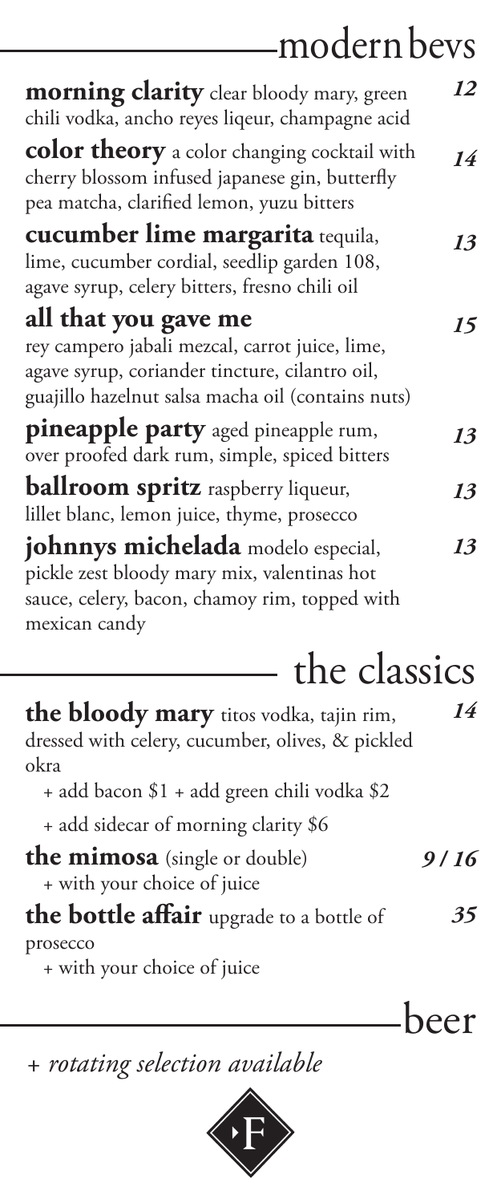## modern bevs

**morning clarity** clear bloody mary, green chili vodka, ancho reyes liqeur, champagne acid *12*

**color theory** a color changing cocktail with cherry blossom infused japanese gin, butterfly pea matcha, clarified lemon, yuzu bitters *14*

**cucumber lime margarita** tequila, lime, cucumber cordial, seedlip garden 108, agave syrup, celery bitters, fresno chili oil *13*

**all that you gave me** rey campero jabali mezcal, carrot juice, lime, agave syrup, coriander tincture, cilantro oil, guajillo hazelnut salsa macha oil (contains nuts) *15*

**pineapple party** aged pineapple rum, over proofed dark rum, simple, spiced bitters *13*

**ballroom spritz** raspberry liqueur, lillet blanc, lemon juice, thyme, prosecco *13*

**johnnys michelada** modelo especial, pickle zest bloody mary mix, valentinas hot sauce, celery, bacon, chamoy rim, topped with mexican candy *13*

## the classics

**the bloody mary** titos vodka, tajin rim, dressed with celery, cucumber, olives, & pickled okra *14*

+ add bacon $1 + add green chili vodka $2

+ add sidecar of morning clarity $6

**the mimosa** (single or double) *9 / 16*

+ with your choice of juice

**the bottle affair** upgrade to a bottle of prosecco *35*

+ with your choice of juice

## beer

*+ rotating selection available*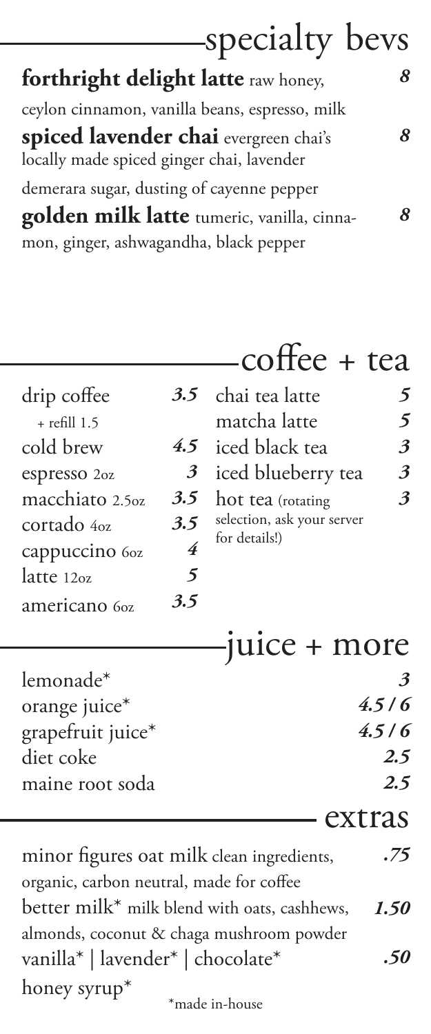## specialty bevs

**forthright delight latte** raw honey, ceylon cinnamon, vanilla beans, espresso, milk — ***8***

**spiced lavender chai** evergreen chai's locally made spiced ginger chai, lavender demerara sugar, dusting of cayenne pepper — ***8***

**golden milk latte** tumeric, vanilla, cinnamon, ginger, ashwagandha, black pepper — ***8***

## coffee + tea

| | |
|---|---|
| drip coffee<br>+ refill 1.5 | ***3.5*** |
| cold brew | ***4.5*** |
| espresso 2oz | ***3*** |
| macchiato 2.5oz | ***3.5*** |
| cortado 4oz | ***3.5*** |
| cappuccino 6oz | ***4*** |
| latte 12oz | ***5*** |
| americano 6oz | ***3.5*** |
| chai tea latte | ***5*** |
| matcha latte | ***5*** |
| iced black tea | ***3*** |
| iced blueberry tea | ***3*** |
| hot tea (rotating selection, ask your server for details!) | ***3*** |

## juice + more

| | |
|---|---|
| lemonade* | ***3*** |
| orange juice* | ***4.5 / 6*** |
| grapefruit juice* | ***4.5 / 6*** |
| diet coke | ***2.5*** |
| maine root soda | ***2.5*** |

## extras

minor figures oat milk clean ingredients, organic, carbon neutral, made for coffee — ***.75***

better milk* milk blend with oats, cashhews, almonds, coconut & chaga mushroom powder — ***1.50***

vanilla* | lavender* | chocolate* honey syrup* — ***.50***

*made in-house